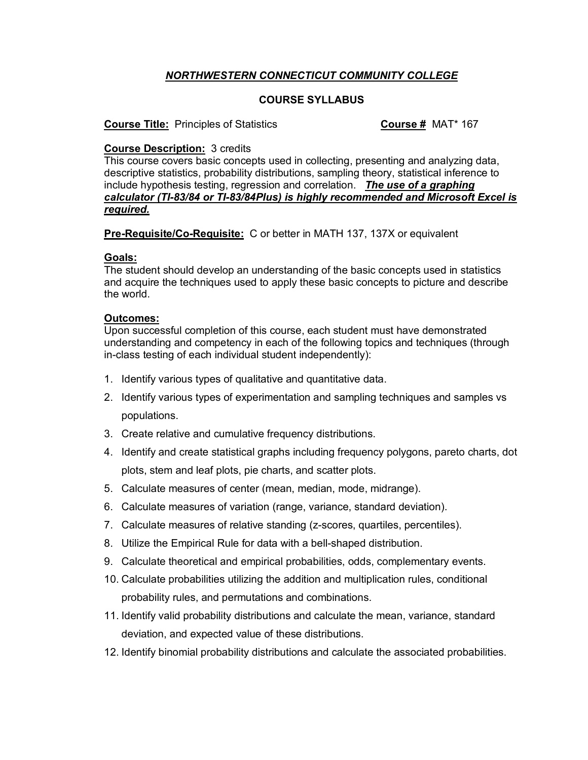# ***NORTHWESTERN CONNECTICUT COMMUNITY COLLEGE***

## COURSE SYLLABUS

**Course Title:** Principles of Statistics **Course #** MAT* 167

**Course Description:** 3 credits
This course covers basic concepts used in collecting, presenting and analyzing data, descriptive statistics, probability distributions, sampling theory, statistical inference to include hypothesis testing, regression and correlation. ***The use of a graphing calculator (TI-83/84 or TI-83/84Plus) is highly recommended and Microsoft Excel is required.***

**Pre-Requisite/Co-Requisite:** C or better in MATH 137, 137X or equivalent

**Goals:**
The student should develop an understanding of the basic concepts used in statistics and acquire the techniques used to apply these basic concepts to picture and describe the world.

**Outcomes:**
Upon successful completion of this course, each student must have demonstrated understanding and competency in each of the following topics and techniques (through in-class testing of each individual student independently):

1. Identify various types of qualitative and quantitative data.
2. Identify various types of experimentation and sampling techniques and samples vs populations.
3. Create relative and cumulative frequency distributions.
4. Identify and create statistical graphs including frequency polygons, pareto charts, dot plots, stem and leaf plots, pie charts, and scatter plots.
5. Calculate measures of center (mean, median, mode, midrange).
6. Calculate measures of variation (range, variance, standard deviation).
7. Calculate measures of relative standing (z-scores, quartiles, percentiles).
8. Utilize the Empirical Rule for data with a bell-shaped distribution.
9. Calculate theoretical and empirical probabilities, odds, complementary events.
10. Calculate probabilities utilizing the addition and multiplication rules, conditional probability rules, and permutations and combinations.
11. Identify valid probability distributions and calculate the mean, variance, standard deviation, and expected value of these distributions.
12. Identify binomial probability distributions and calculate the associated probabilities.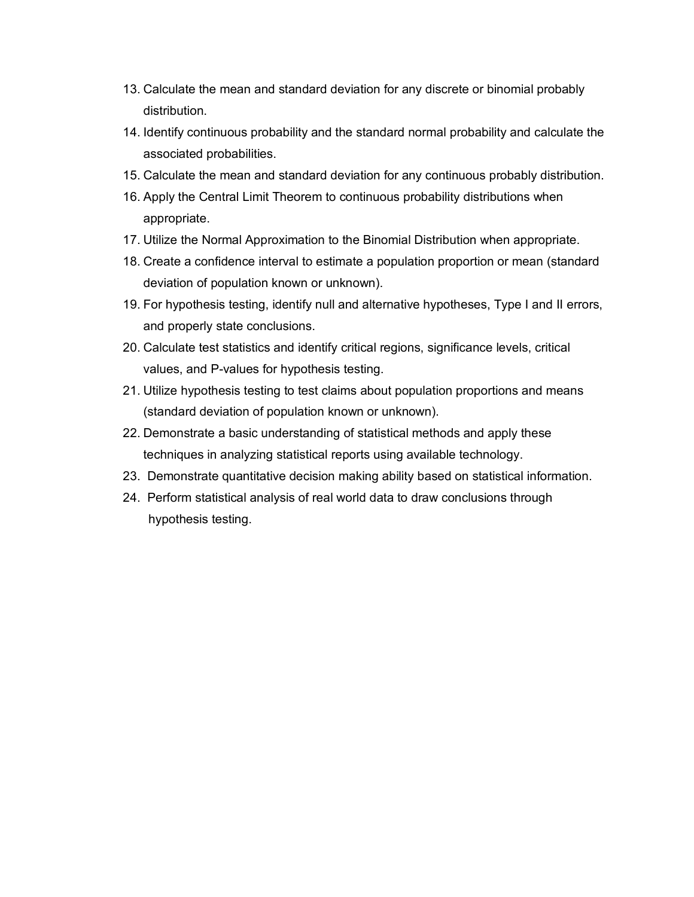13. Calculate the mean and standard deviation for any discrete or binomial probably distribution.
14. Identify continuous probability and the standard normal probability and calculate the associated probabilities.
15. Calculate the mean and standard deviation for any continuous probably distribution.
16. Apply the Central Limit Theorem to continuous probability distributions when appropriate.
17. Utilize the Normal Approximation to the Binomial Distribution when appropriate.
18. Create a confidence interval to estimate a population proportion or mean (standard deviation of population known or unknown).
19. For hypothesis testing, identify null and alternative hypotheses, Type I and II errors, and properly state conclusions.
20. Calculate test statistics and identify critical regions, significance levels, critical values, and P-values for hypothesis testing.
21. Utilize hypothesis testing to test claims about population proportions and means (standard deviation of population known or unknown).
22. Demonstrate a basic understanding of statistical methods and apply these techniques in analyzing statistical reports using available technology.
23. Demonstrate quantitative decision making ability based on statistical information.
24. Perform statistical analysis of real world data to draw conclusions through hypothesis testing.